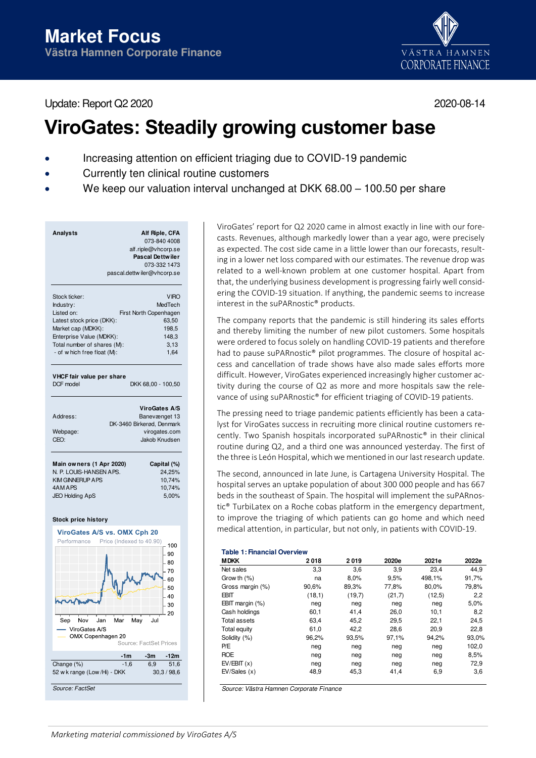# Market Focus

**Västra Hamnen Corporate Finance**

Update: Report Q2 2020

2020-08-14

# ViroGates: Steadily growing customer base

- Increasing attention on efficient triaging due to COVID-19 pandemic
- Currently ten clinical routine customers
- We keep our valuation interval unchanged at DKK 68.00 – 100.50 per share

**Analysts**

**Alf Riple, CFA**
073-840 4008
alf.riple@vhcorp.se

**Pascal Dettwiler**
073-332 1473
pascal.dettwiler@vhcorp.se

| | |
|---|---|
| Stock ticker: | VIRO |
| Industry: | MedTech |
| Listed on: | First North Copenhagen |
| Latest stock price (DKK): | 63,50 |
| Market cap (MDKK): | 198,5 |
| Enterprise Value (MDKK): | 148,3 |
| Total number of shares (M): | 3,13 |
| - of which free float (M): | 1,64 |

**VHCF fair value per share**

DCF model: DKK 68,00 - 100,50

**ViroGates A/S**

| | |
|---|---|
| Address: | Banevænget 13, DK-3460 Birkerød, Denmark |
| Webpage: | virogates.com |
| CEO: | Jakob Knudsen |

| Main owners (1 Apr 2020) | Capital (%) |
|---|---|
| N. P. LOUIS-HANSEN APS. | 24,25% |
| KIM GINNERUP APS | 10,74% |
| 4AM APS | 10,74% |
| JEO Holding ApS | 5,00% |

**Stock price history**

ViroGates A/S vs. OMX Cph 20

Performance — Price (Indexed to 40.90)

Source: FactSet Prices

| | -1m | -3m | -12m |
|---|---|---|---|
| Change (%) | -1,6 | 6,9 | 51,6 |
| 52 wk range (Low/Hi) - DKK | | | 30,3 / 98,6 |

*Source: FactSet*

ViroGates' report for Q2 2020 came in almost exactly in line with our forecasts. Revenues, although markedly lower than a year ago, were precisely as expected. The cost side came in a little lower than our forecasts, resulting in a lower net loss compared with our estimates. The revenue drop was related to a well-known problem at one customer hospital. Apart from that, the underlying business development is progressing fairly well considering the COVID-19 situation. If anything, the pandemic seems to increase interest in the suPARnostic® products.

The company reports that the pandemic is still hindering its sales efforts and thereby limiting the number of new pilot customers. Some hospitals were ordered to focus solely on handling COVID-19 patients and therefore had to pause suPARnostic® pilot programmes. The closure of hospital access and cancellation of trade shows have also made sales efforts more difficult. However, ViroGates experienced increasingly higher customer activity during the course of Q2 as more and more hospitals saw the relevance of using suPARnostic® for efficient triaging of COVID-19 patients.

The pressing need to triage pandemic patients efficiently has been a catalyst for ViroGates success in recruiting more clinical routine customers recently. Two Spanish hospitals incorporated suPARnostic® in their clinical routine during Q2, and a third one was announced yesterday. The first of the three is León Hospital, which we mentioned in our last research update.

The second, announced in late June, is Cartagena University Hospital. The hospital serves an uptake population of about 300 000 people and has 667 beds in the southeast of Spain. The hospital will implement the suPARnostic® TurbiLatex on a Roche cobas platform in the emergency department, to improve the triaging of which patients can go home and which need medical attention, in particular, but not only, in patients with COVID-19.

**Table 1: Financial Overview**

| MDKK | 2018 | 2019 | 2020e | 2021e | 2022e |
|---|---|---|---|---|---|
| Net sales | 3,3 | 3,6 | 3,9 | 23,4 | 44,9 |
| Growth (%) | na | 8,0% | 9,5% | 498,1% | 91,7% |
| Gross margin (%) | 90,6% | 89,3% | 77,8% | 80,0% | 79,8% |
| EBIT | (18,1) | (19,7) | (21,7) | (12,5) | 2,2 |
| EBIT margin (%) | neg | neg | neg | neg | 5,0% |
| Cash holdings | 60,1 | 41,4 | 26,0 | 10,1 | 8,2 |
| Total assets | 63,4 | 45,2 | 29,5 | 22,1 | 24,5 |
| Total equity | 61,0 | 42,2 | 28,6 | 20,9 | 22,8 |
| Solidity (%) | 96,2% | 93,5% | 97,1% | 94,2% | 93,0% |
| P/E | neg | neg | neg | neg | 102,0 |
| ROE | neg | neg | neg | neg | 8,5% |
| EV/EBIT (x) | neg | neg | neg | neg | 72,9 |
| EV/Sales (x) | 48,9 | 45,3 | 41,4 | 6,9 | 3,6 |

*Source: Västra Hamnen Corporate Finance*

*Marketing material commissioned by ViroGates A/S*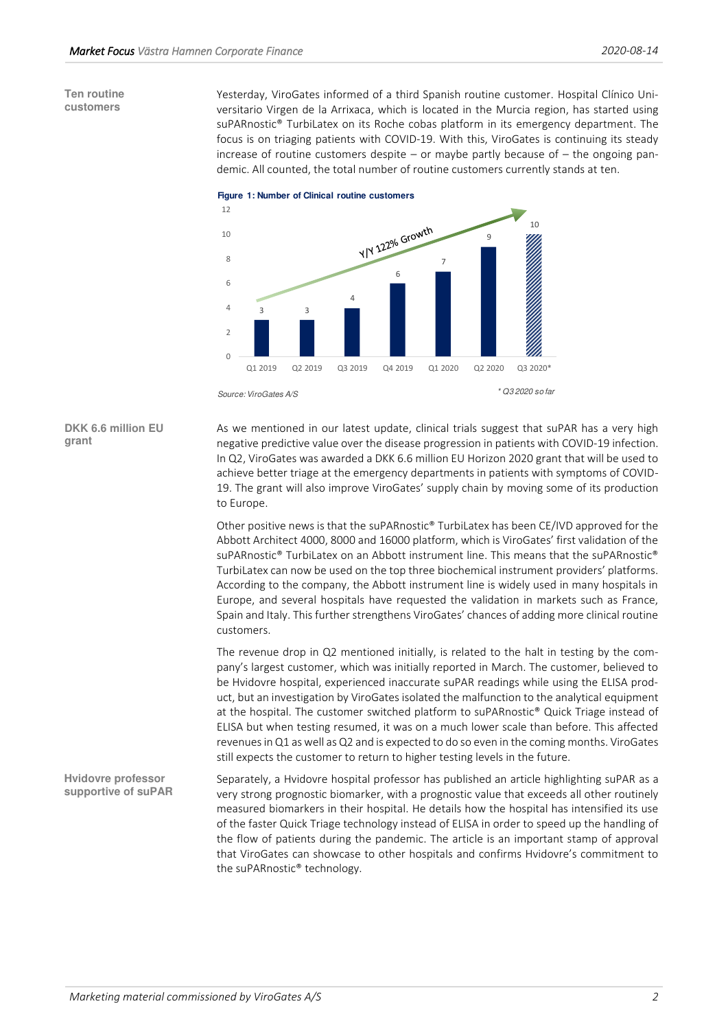**Ten routine customers**

Yesterday, ViroGates informed of a third Spanish routine customer. Hospital Clínico Universitario Virgen de la Arrixaca, which is located in the Murcia region, has started using suPARnostic® TurbiLatex on its Roche cobas platform in its emergency department. The focus is on triaging patients with COVID-19. With this, ViroGates is continuing its steady increase of routine customers despite – or maybe partly because of – the ongoing pandemic. All counted, the total number of routine customers currently stands at ten.

**Figure 1: Number of Clinical routine customers**

| Quarter | Number of routine customers |
|---|---|
| Q1 2019 | 3 |
| Q2 2019 | 3 |
| Q3 2019 | 4 |
| Q4 2019 | 6 |
| Q1 2020 | 7 |
| Q2 2020 | 9 |
| Q3 2020* | 10 |

Y/Y 122% Growth

*Source: ViroGates A/S*

*\* Q3 2020 so far*

**DKK 6.6 million EU grant**

As we mentioned in our latest update, clinical trials suggest that suPAR has a very high negative predictive value over the disease progression in patients with COVID-19 infection. In Q2, ViroGates was awarded a DKK 6.6 million EU Horizon 2020 grant that will be used to achieve better triage at the emergency departments in patients with symptoms of COVID-19. The grant will also improve ViroGates' supply chain by moving some of its production to Europe.

Other positive news is that the suPARnostic® TurbiLatex has been CE/IVD approved for the Abbott Architect 4000, 8000 and 16000 platform, which is ViroGates' first validation of the suPARnostic® TurbiLatex on an Abbott instrument line. This means that the suPARnostic® TurbiLatex can now be used on the top three biochemical instrument providers' platforms. According to the company, the Abbott instrument line is widely used in many hospitals in Europe, and several hospitals have requested the validation in markets such as France, Spain and Italy. This further strengthens ViroGates' chances of adding more clinical routine customers.

The revenue drop in Q2 mentioned initially, is related to the halt in testing by the company's largest customer, which was initially reported in March. The customer, believed to be Hvidovre hospital, experienced inaccurate suPAR readings while using the ELISA product, but an investigation by ViroGates isolated the malfunction to the analytical equipment at the hospital. The customer switched platform to suPARnostic® Quick Triage instead of ELISA but when testing resumed, it was on a much lower scale than before. This affected revenues in Q1 as well as Q2 and is expected to do so even in the coming months. ViroGates still expects the customer to return to higher testing levels in the future.

**Hvidovre professor supportive of suPAR**

Separately, a Hvidovre hospital professor has published an article highlighting suPAR as a very strong prognostic biomarker, with a prognostic value that exceeds all other routinely measured biomarkers in their hospital. He details how the hospital has intensified its use of the faster Quick Triage technology instead of ELISA in order to speed up the handling of the flow of patients during the pandemic. The article is an important stamp of approval that ViroGates can showcase to other hospitals and confirms Hvidovre's commitment to the suPARnostic® technology.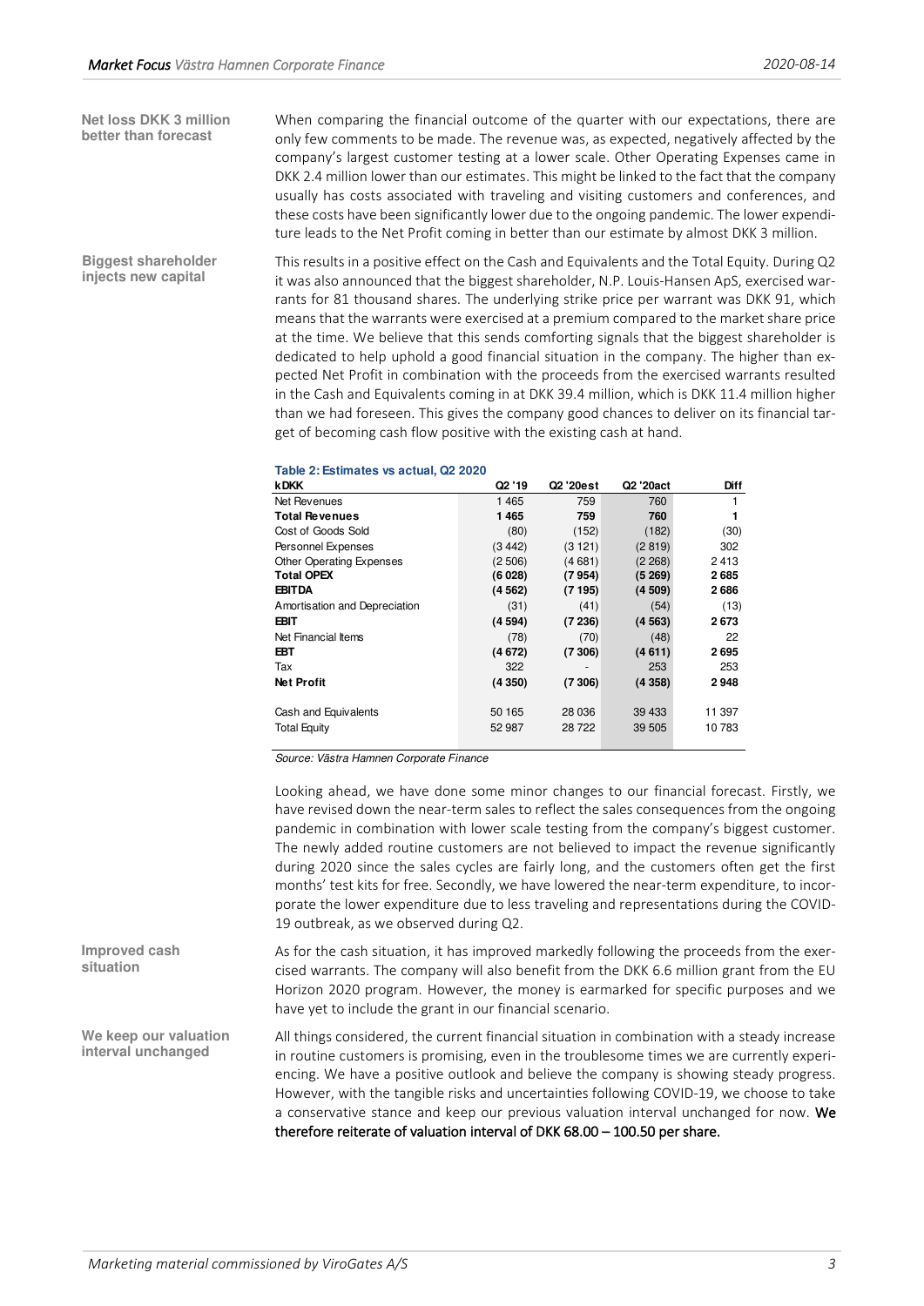**Net loss DKK 3 million better than forecast**

When comparing the financial outcome of the quarter with our expectations, there are only few comments to be made. The revenue was, as expected, negatively affected by the company's largest customer testing at a lower scale. Other Operating Expenses came in DKK 2.4 million lower than our estimates. This might be linked to the fact that the company usually has costs associated with traveling and visiting customers and conferences, and these costs have been significantly lower due to the ongoing pandemic. The lower expenditure leads to the Net Profit coming in better than our estimate by almost DKK 3 million.

**Biggest shareholder injects new capital**

This results in a positive effect on the Cash and Equivalents and the Total Equity. During Q2 it was also announced that the biggest shareholder, N.P. Louis-Hansen ApS, exercised warrants for 81 thousand shares. The underlying strike price per warrant was DKK 91, which means that the warrants were exercised at a premium compared to the market share price at the time. We believe that this sends comforting signals that the biggest shareholder is dedicated to help uphold a good financial situation in the company. The higher than expected Net Profit in combination with the proceeds from the exercised warrants resulted in the Cash and Equivalents coming in at DKK 39.4 million, which is DKK 11.4 million higher than we had foreseen. This gives the company good chances to deliver on its financial target of becoming cash flow positive with the existing cash at hand.

**Table 2: Estimates vs actual, Q2 2020**

| kDKK | Q2 '19 | Q2 '20est | Q2 '20act | Diff |
|---|---|---|---|---|
| Net Revenues | 1 465 | 759 | 760 | 1 |
| **Total Revenues** | **1 465** | **759** | **760** | **1** |
| Cost of Goods Sold | (80) | (152) | (182) | (30) |
| Personnel Expenses | (3 442) | (3 121) | (2 819) | 302 |
| Other Operating Expenses | (2 506) | (4 681) | (2 268) | 2 413 |
| **Total OPEX** | **(6 028)** | **(7 954)** | **(5 269)** | **2 685** |
| **EBITDA** | **(4 562)** | **(7 195)** | **(4 509)** | **2 686** |
| Amortisation and Depreciation | (31) | (41) | (54) | (13) |
| **EBIT** | **(4 594)** | **(7 236)** | **(4 563)** | **2 673** |
| Net Financial Items | (78) | (70) | (48) | 22 |
| **EBT** | **(4 672)** | **(7 306)** | **(4 611)** | **2 695** |
| Tax | 322 | - | 253 | 253 |
| **Net Profit** | **(4 350)** | **(7 306)** | **(4 358)** | **2 948** |
| | | | | |
| Cash and Equivalents | 50 165 | 28 036 | 39 433 | 11 397 |
| Total Equity | 52 987 | 28 722 | 39 505 | 10 783 |

*Source: Västra Hamnen Corporate Finance*

Looking ahead, we have done some minor changes to our financial forecast. Firstly, we have revised down the near-term sales to reflect the sales consequences from the ongoing pandemic in combination with lower scale testing from the company's biggest customer. The newly added routine customers are not believed to impact the revenue significantly during 2020 since the sales cycles are fairly long, and the customers often get the first months' test kits for free. Secondly, we have lowered the near-term expenditure, to incorporate the lower expenditure due to less traveling and representations during the COVID-19 outbreak, as we observed during Q2.

**Improved cash situation**

As for the cash situation, it has improved markedly following the proceeds from the exercised warrants. The company will also benefit from the DKK 6.6 million grant from the EU Horizon 2020 program. However, the money is earmarked for specific purposes and we have yet to include the grant in our financial scenario.

**We keep our valuation interval unchanged**

All things considered, the current financial situation in combination with a steady increase in routine customers is promising, even in the troublesome times we are currently experiencing. We have a positive outlook and believe the company is showing steady progress. However, with the tangible risks and uncertainties following COVID-19, we choose to take a conservative stance and keep our previous valuation interval unchanged for now. **We therefore reiterate of valuation interval of DKK 68.00 – 100.50 per share.**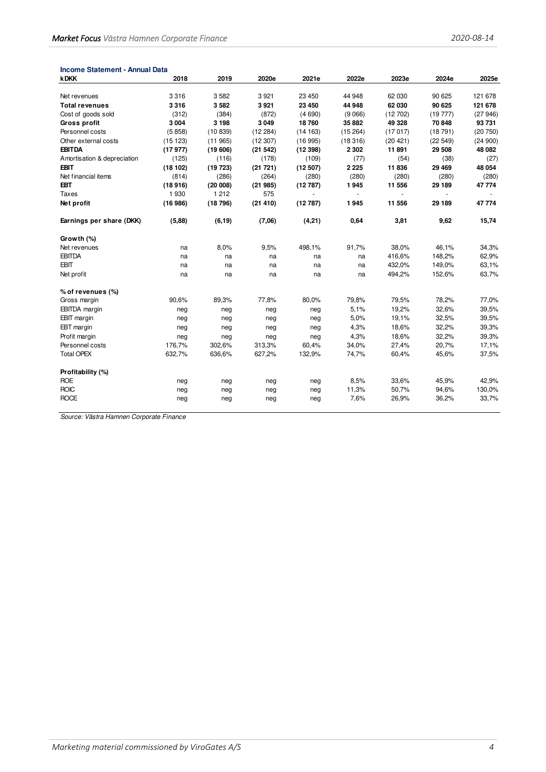**Income Statement - Annual Data**

| kDKK | 2018 | 2019 | 2020e | 2021e | 2022e | 2023e | 2024e | 2025e |
|---|---|---|---|---|---|---|---|---|
| Net revenues | 3 316 | 3 582 | 3 921 | 23 450 | 44 948 | 62 030 | 90 625 | 121 678 |
| **Total revenues** | **3 316** | **3 582** | **3 921** | **23 450** | **44 948** | **62 030** | **90 625** | **121 678** |
| Cost of goods sold | (312) | (384) | (872) | (4 690) | (9 066) | (12 702) | (19 777) | (27 946) |
| **Gross profit** | **3 004** | **3 198** | **3 049** | **18 760** | **35 882** | **49 328** | **70 848** | **93 731** |
| Personnel costs | (5 858) | (10 839) | (12 284) | (14 163) | (15 264) | (17 017) | (18 791) | (20 750) |
| Other external costs | (15 123) | (11 965) | (12 307) | (16 995) | (18 316) | (20 421) | (22 549) | (24 900) |
| **EBITDA** | **(17 977)** | **(19 606)** | **(21 542)** | **(12 398)** | **2 302** | **11 891** | **29 508** | **48 082** |
| Amortisation & depreciation | (125) | (116) | (178) | (109) | (77) | (54) | (38) | (27) |
| **EBIT** | **(18 102)** | **(19 723)** | **(21 721)** | **(12 507)** | **2 225** | **11 836** | **29 469** | **48 054** |
| Net financial items | (814) | (286) | (264) | (280) | (280) | (280) | (280) | (280) |
| **EBT** | **(18 916)** | **(20 008)** | **(21 985)** | **(12 787)** | **1 945** | **11 556** | **29 189** | **47 774** |
| Taxes | 1 930 | 1 212 | 575 | - | - | - | - | - |
| **Net profit** | **(16 986)** | **(18 796)** | **(21 410)** | **(12 787)** | **1 945** | **11 556** | **29 189** | **47 774** |
| | | | | | | | | |
| **Earnings per share (DKK)** | **(5,88)** | **(6,19)** | **(7,06)** | **(4,21)** | **0,64** | **3,81** | **9,62** | **15,74** |
| | | | | | | | | |
| **Growth (%)** | | | | | | | | |
| Net revenues | na | 8,0% | 9,5% | 498,1% | 91,7% | 38,0% | 46,1% | 34,3% |
| EBITDA | na | na | na | na | na | 416,6% | 148,2% | 62,9% |
| EBIT | na | na | na | na | na | 432,0% | 149,0% | 63,1% |
| Net profit | na | na | na | na | na | 494,2% | 152,6% | 63,7% |
| | | | | | | | | |
| **% of revenues (%)** | | | | | | | | |
| Gross margin | 90,6% | 89,3% | 77,8% | 80,0% | 79,8% | 79,5% | 78,2% | 77,0% |
| EBITDA margin | neg | neg | neg | neg | 5,1% | 19,2% | 32,6% | 39,5% |
| EBIT margin | neg | neg | neg | neg | 5,0% | 19,1% | 32,5% | 39,5% |
| EBT margin | neg | neg | neg | neg | 4,3% | 18,6% | 32,2% | 39,3% |
| Profit margin | neg | neg | neg | neg | 4,3% | 18,6% | 32,2% | 39,3% |
| Personnel costs | 176,7% | 302,6% | 313,3% | 60,4% | 34,0% | 27,4% | 20,7% | 17,1% |
| Total OPEX | 632,7% | 636,6% | 627,2% | 132,9% | 74,7% | 60,4% | 45,6% | 37,5% |
| | | | | | | | | |
| **Profitability (%)** | | | | | | | | |
| ROE | neg | neg | neg | neg | 8,5% | 33,6% | 45,9% | 42,9% |
| ROIC | neg | neg | neg | neg | 11,3% | 50,7% | 94,6% | 130,0% |
| ROCE | neg | neg | neg | neg | 7,6% | 26,9% | 36,2% | 33,7% |

*Source: Västra Hamnen Corporate Finance*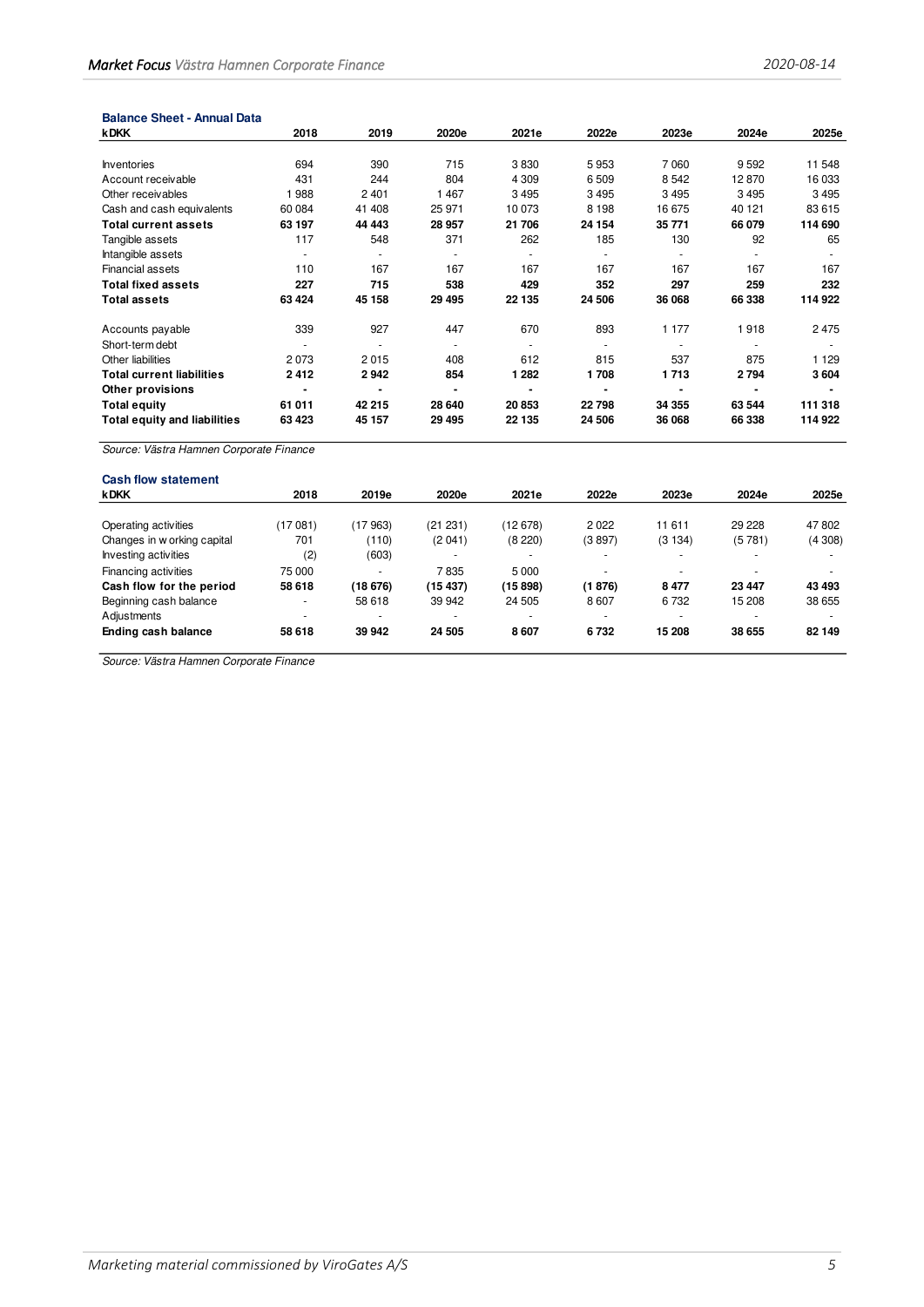### Balance Sheet - Annual Data

| kDKK | 2018 | 2019 | 2020e | 2021e | 2022e | 2023e | 2024e | 2025e |
|---|---|---|---|---|---|---|---|---|
| Inventories | 694 | 390 | 715 | 3 830 | 5 953 | 7 060 | 9 592 | 11 548 |
| Account receivable | 431 | 244 | 804 | 4 309 | 6 509 | 8 542 | 12 870 | 16 033 |
| Other receivables | 1 988 | 2 401 | 1 467 | 3 495 | 3 495 | 3 495 | 3 495 | 3 495 |
| Cash and cash equivalents | 60 084 | 41 408 | 25 971 | 10 073 | 8 198 | 16 675 | 40 121 | 83 615 |
| **Total current assets** | **63 197** | **44 443** | **28 957** | **21 706** | **24 154** | **35 771** | **66 079** | **114 690** |
| Tangible assets | 117 | 548 | 371 | 262 | 185 | 130 | 92 | 65 |
| Intangible assets | - | - | - | - | - | - | - | - |
| Financial assets | 110 | 167 | 167 | 167 | 167 | 167 | 167 | 167 |
| **Total fixed assets** | **227** | **715** | **538** | **429** | **352** | **297** | **259** | **232** |
| **Total assets** | **63 424** | **45 158** | **29 495** | **22 135** | **24 506** | **36 068** | **66 338** | **114 922** |
| | | | | | | | | |
| Accounts payable | 339 | 927 | 447 | 670 | 893 | 1 177 | 1 918 | 2 475 |
| Short-term debt | - | - | - | - | - | - | - | - |
| Other liabilities | 2 073 | 2 015 | 408 | 612 | 815 | 537 | 875 | 1 129 |
| **Total current liabilities** | **2 412** | **2 942** | **854** | **1 282** | **1 708** | **1 713** | **2 794** | **3 604** |
| **Other provisions** | **-** | **-** | **-** | **-** | **-** | **-** | **-** | **-** |
| **Total equity** | **61 011** | **42 215** | **28 640** | **20 853** | **22 798** | **34 355** | **63 544** | **111 318** |
| **Total equity and liabilities** | **63 423** | **45 157** | **29 495** | **22 135** | **24 506** | **36 068** | **66 338** | **114 922** |

*Source: Västra Hamnen Corporate Finance*

### Cash flow statement

| kDKK | 2018 | 2019e | 2020e | 2021e | 2022e | 2023e | 2024e | 2025e |
|---|---|---|---|---|---|---|---|---|
| Operating activities | (17 081) | (17 963) | (21 231) | (12 678) | 2 022 | 11 611 | 29 228 | 47 802 |
| Changes in working capital | 701 | (110) | (2 041) | (8 220) | (3 897) | (3 134) | (5 781) | (4 308) |
| Investing activities | (2) | (603) | - | - | - | - | - | - |
| Financing activities | 75 000 | - | 7 835 | 5 000 | - | - | - | - |
| **Cash flow for the period** | **58 618** | **(18 676)** | **(15 437)** | **(15 898)** | **(1 876)** | **8 477** | **23 447** | **43 493** |
| Beginning cash balance | - | 58 618 | 39 942 | 24 505 | 8 607 | 6 732 | 15 208 | 38 655 |
| Adjustments | - | - | - | - | - | - | - | - |
| **Ending cash balance** | **58 618** | **39 942** | **24 505** | **8 607** | **6 732** | **15 208** | **38 655** | **82 149** |

*Source: Västra Hamnen Corporate Finance*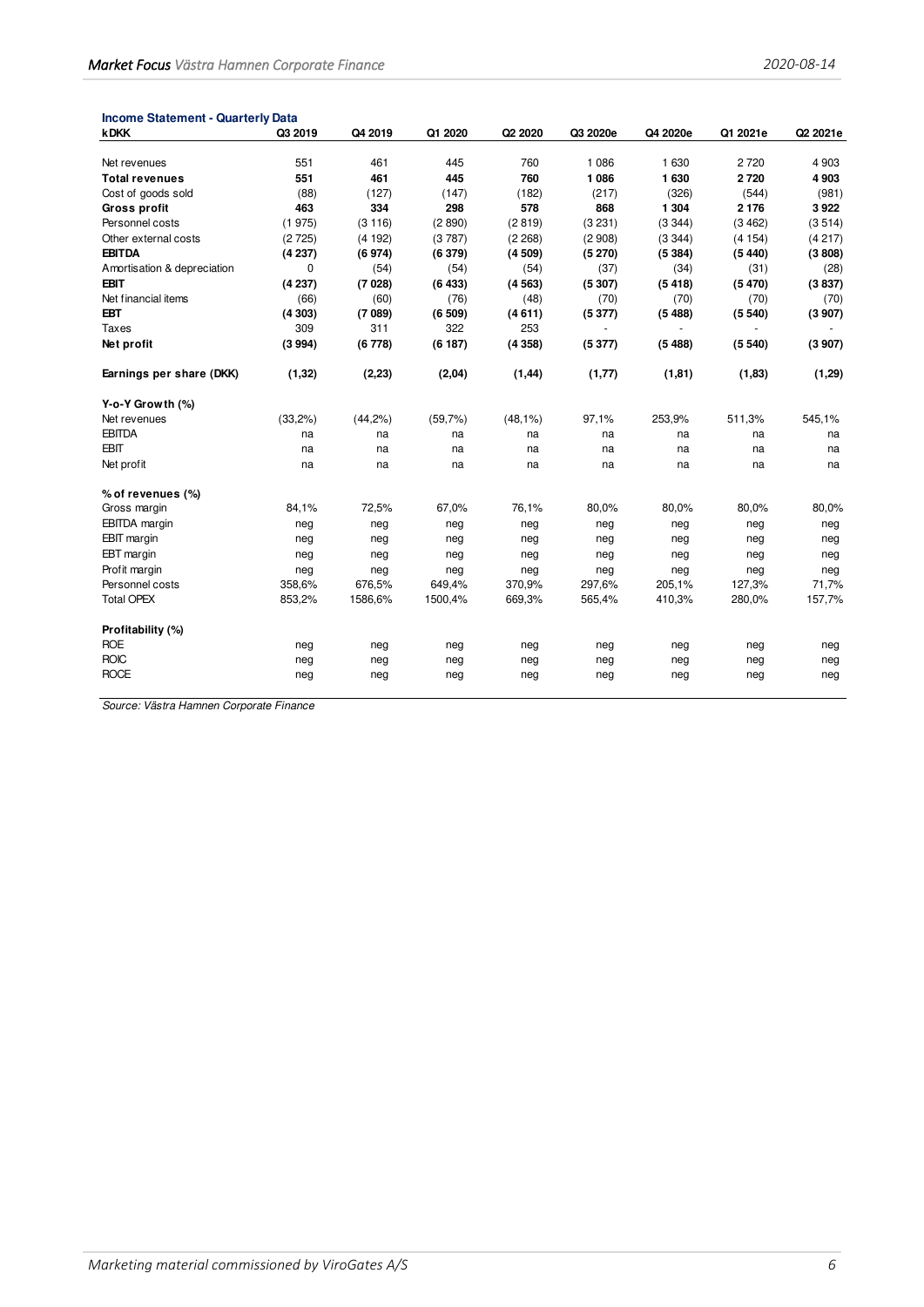**Income Statement - Quarterly Data**

| kDKK | Q3 2019 | Q4 2019 | Q1 2020 | Q2 2020 | Q3 2020e | Q4 2020e | Q1 2021e | Q2 2021e |
|---|---|---|---|---|---|---|---|---|
| Net revenues | 551 | 461 | 445 | 760 | 1 086 | 1 630 | 2 720 | 4 903 |
| **Total revenues** | **551** | **461** | **445** | **760** | **1 086** | **1 630** | **2 720** | **4 903** |
| Cost of goods sold | (88) | (127) | (147) | (182) | (217) | (326) | (544) | (981) |
| **Gross profit** | **463** | **334** | **298** | **578** | **868** | **1 304** | **2 176** | **3 922** |
| Personnel costs | (1 975) | (3 116) | (2 890) | (2 819) | (3 231) | (3 344) | (3 462) | (3 514) |
| Other external costs | (2 725) | (4 192) | (3 787) | (2 268) | (2 908) | (3 344) | (4 154) | (4 217) |
| **EBITDA** | **(4 237)** | **(6 974)** | **(6 379)** | **(4 509)** | **(5 270)** | **(5 384)** | **(5 440)** | **(3 808)** |
| Amortisation & depreciation | 0 | (54) | (54) | (54) | (37) | (34) | (31) | (28) |
| **EBIT** | **(4 237)** | **(7 028)** | **(6 433)** | **(4 563)** | **(5 307)** | **(5 418)** | **(5 470)** | **(3 837)** |
| Net financial items | (66) | (60) | (76) | (48) | (70) | (70) | (70) | (70) |
| **EBT** | **(4 303)** | **(7 089)** | **(6 509)** | **(4 611)** | **(5 377)** | **(5 488)** | **(5 540)** | **(3 907)** |
| Taxes | 309 | 311 | 322 | 253 | - | - | - | - |
| **Net profit** | **(3 994)** | **(6 778)** | **(6 187)** | **(4 358)** | **(5 377)** | **(5 488)** | **(5 540)** | **(3 907)** |
| | | | | | | | | |
| **Earnings per share (DKK)** | **(1,32)** | **(2,23)** | **(2,04)** | **(1,44)** | **(1,77)** | **(1,81)** | **(1,83)** | **(1,29)** |
| | | | | | | | | |
| **Y-o-Y Growth (%)** | | | | | | | | |
| Net revenues | (33,2%) | (44,2%) | (59,7%) | (48,1%) | 97,1% | 253,9% | 511,3% | 545,1% |
| EBITDA | na | na | na | na | na | na | na | na |
| EBIT | na | na | na | na | na | na | na | na |
| Net profit | na | na | na | na | na | na | na | na |
| | | | | | | | | |
| **% of revenues (%)** | | | | | | | | |
| Gross margin | 84,1% | 72,5% | 67,0% | 76,1% | 80,0% | 80,0% | 80,0% | 80,0% |
| EBITDA margin | neg | neg | neg | neg | neg | neg | neg | neg |
| EBIT margin | neg | neg | neg | neg | neg | neg | neg | neg |
| EBT margin | neg | neg | neg | neg | neg | neg | neg | neg |
| Profit margin | neg | neg | neg | neg | neg | neg | neg | neg |
| Personnel costs | 358,6% | 676,5% | 649,4% | 370,9% | 297,6% | 205,1% | 127,3% | 71,7% |
| Total OPEX | 853,2% | 1586,6% | 1500,4% | 669,3% | 565,4% | 410,3% | 280,0% | 157,7% |
| | | | | | | | | |
| **Profitability (%)** | | | | | | | | |
| ROE | neg | neg | neg | neg | neg | neg | neg | neg |
| ROIC | neg | neg | neg | neg | neg | neg | neg | neg |
| ROCE | neg | neg | neg | neg | neg | neg | neg | neg |

Source: Västra Hamnen Corporate Finance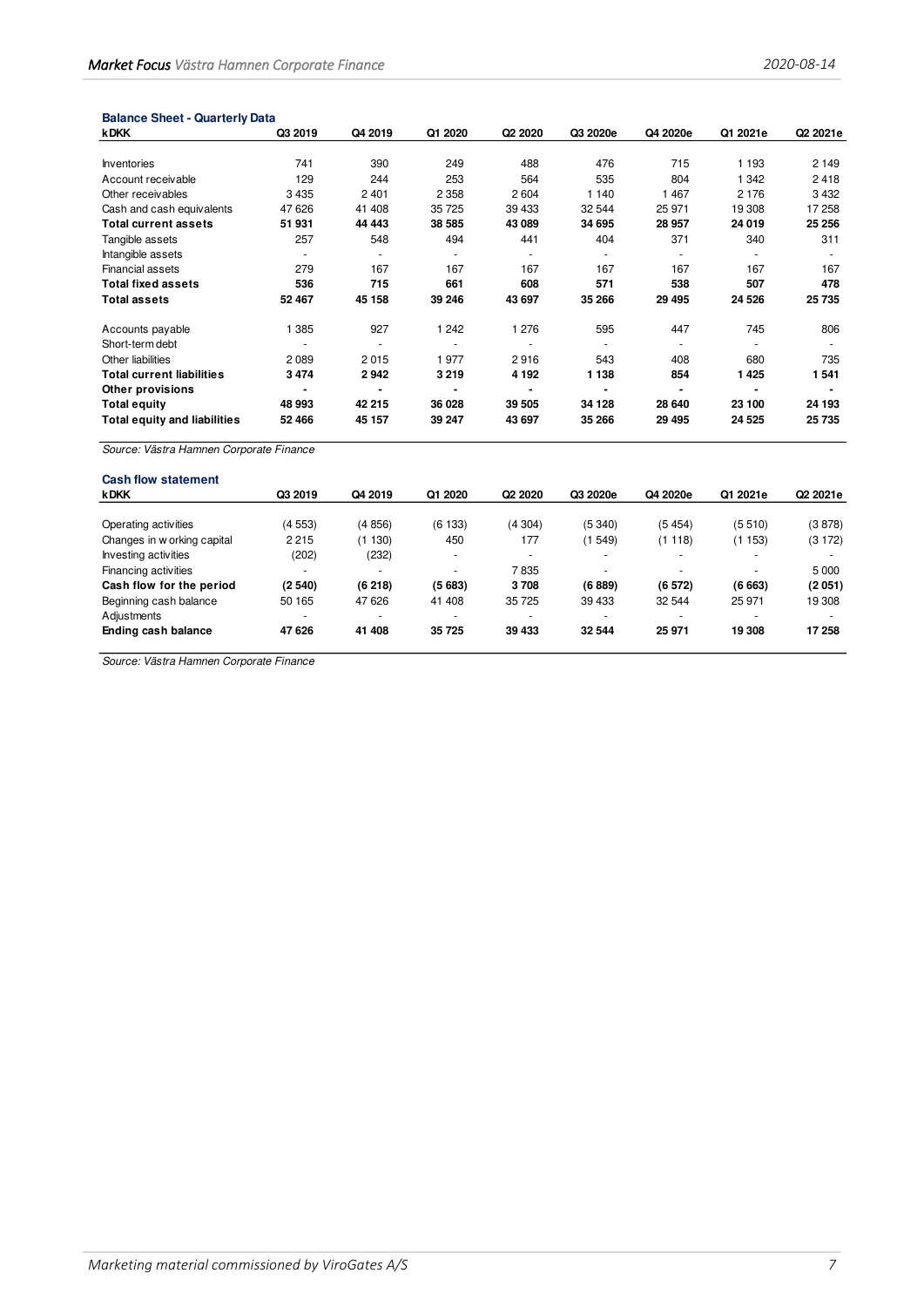**Balance Sheet - Quarterly Data**

| kDKK | Q3 2019 | Q4 2019 | Q1 2020 | Q2 2020 | Q3 2020e | Q4 2020e | Q1 2021e | Q2 2021e |
|---|---|---|---|---|---|---|---|---|
| Inventories | 741 | 390 | 249 | 488 | 476 | 715 | 1 193 | 2 149 |
| Account receivable | 129 | 244 | 253 | 564 | 535 | 804 | 1 342 | 2 418 |
| Other receivables | 3 435 | 2 401 | 2 358 | 2 604 | 1 140 | 1 467 | 2 176 | 3 432 |
| Cash and cash equivalents | 47 626 | 41 408 | 35 725 | 39 433 | 32 544 | 25 971 | 19 308 | 17 258 |
| **Total current assets** | **51 931** | **44 443** | **38 585** | **43 089** | **34 695** | **28 957** | **24 019** | **25 256** |
| Tangible assets | 257 | 548 | 494 | 441 | 404 | 371 | 340 | 311 |
| Intangible assets | - | - | - | - | - | - | - | - |
| Financial assets | 279 | 167 | 167 | 167 | 167 | 167 | 167 | 167 |
| **Total fixed assets** | **536** | **715** | **661** | **608** | **571** | **538** | **507** | **478** |
| **Total assets** | **52 467** | **45 158** | **39 246** | **43 697** | **35 266** | **29 495** | **24 526** | **25 735** |
| | | | | | | | | |
| Accounts payable | 1 385 | 927 | 1 242 | 1 276 | 595 | 447 | 745 | 806 |
| Short-term debt | - | - | - | - | - | - | - | - |
| Other liabilities | 2 089 | 2 015 | 1 977 | 2 916 | 543 | 408 | 680 | 735 |
| **Total current liabilities** | **3 474** | **2 942** | **3 219** | **4 192** | **1 138** | **854** | **1 425** | **1 541** |
| **Other provisions** | **-** | **-** | **-** | **-** | **-** | **-** | **-** | **-** |
| **Total equity** | **48 993** | **42 215** | **36 028** | **39 505** | **34 128** | **28 640** | **23 100** | **24 193** |
| **Total equity and liabilities** | **52 466** | **45 157** | **39 247** | **43 697** | **35 266** | **29 495** | **24 525** | **25 735** |

*Source: Västra Hamnen Corporate Finance*

**Cash flow statement**

| kDKK | Q3 2019 | Q4 2019 | Q1 2020 | Q2 2020 | Q3 2020e | Q4 2020e | Q1 2021e | Q2 2021e |
|---|---|---|---|---|---|---|---|---|
| Operating activities | (4 553) | (4 856) | (6 133) | (4 304) | (5 340) | (5 454) | (5 510) | (3 878) |
| Changes in working capital | 2 215 | (1 130) | 450 | 177 | (1 549) | (1 118) | (1 153) | (3 172) |
| Investing activities | (202) | (232) | - | - | - | - | - | - |
| Financing activities | - | - | - | 7 835 | - | - | - | 5 000 |
| **Cash flow for the period** | **(2 540)** | **(6 218)** | **(5 683)** | **3 708** | **(6 889)** | **(6 572)** | **(6 663)** | **(2 051)** |
| Beginning cash balance | 50 165 | 47 626 | 41 408 | 35 725 | 39 433 | 32 544 | 25 971 | 19 308 |
| Adjustments | - | - | - | - | - | - | - | - |
| **Ending cash balance** | **47 626** | **41 408** | **35 725** | **39 433** | **32 544** | **25 971** | **19 308** | **17 258** |

*Source: Västra Hamnen Corporate Finance*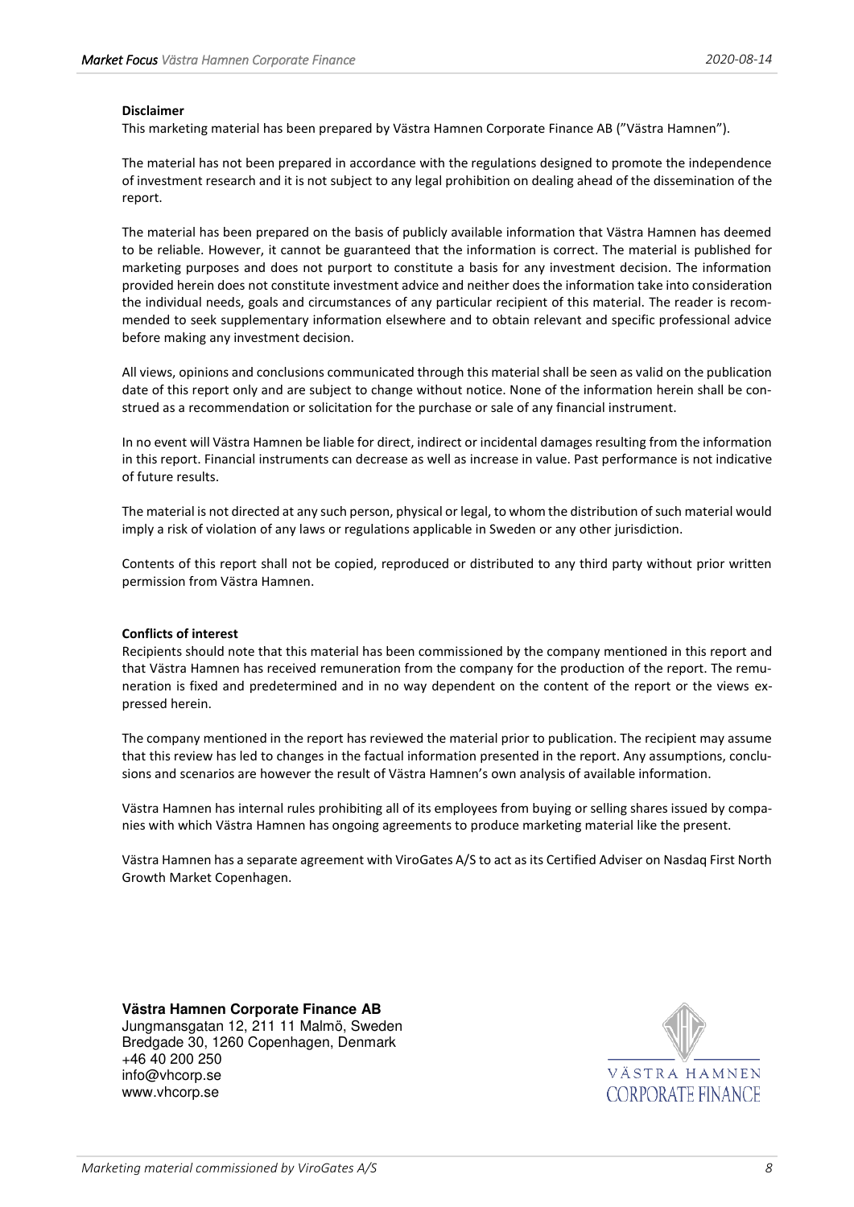**Disclaimer**

This marketing material has been prepared by Västra Hamnen Corporate Finance AB (”Västra Hamnen”).

The material has not been prepared in accordance with the regulations designed to promote the independence of investment research and it is not subject to any legal prohibition on dealing ahead of the dissemination of the report.

The material has been prepared on the basis of publicly available information that Västra Hamnen has deemed to be reliable. However, it cannot be guaranteed that the information is correct. The material is published for marketing purposes and does not purport to constitute a basis for any investment decision. The information provided herein does not constitute investment advice and neither does the information take into consideration the individual needs, goals and circumstances of any particular recipient of this material. The reader is recommended to seek supplementary information elsewhere and to obtain relevant and specific professional advice before making any investment decision.

All views, opinions and conclusions communicated through this material shall be seen as valid on the publication date of this report only and are subject to change without notice. None of the information herein shall be construed as a recommendation or solicitation for the purchase or sale of any financial instrument.

In no event will Västra Hamnen be liable for direct, indirect or incidental damages resulting from the information in this report. Financial instruments can decrease as well as increase in value. Past performance is not indicative of future results.

The material is not directed at any such person, physical or legal, to whom the distribution of such material would imply a risk of violation of any laws or regulations applicable in Sweden or any other jurisdiction.

Contents of this report shall not be copied, reproduced or distributed to any third party without prior written permission from Västra Hamnen.

**Conflicts of interest**

Recipients should note that this material has been commissioned by the company mentioned in this report and that Västra Hamnen has received remuneration from the company for the production of the report. The remuneration is fixed and predetermined and in no way dependent on the content of the report or the views expressed herein.

The company mentioned in the report has reviewed the material prior to publication. The recipient may assume that this review has led to changes in the factual information presented in the report. Any assumptions, conclusions and scenarios are however the result of Västra Hamnen's own analysis of available information.

Västra Hamnen has internal rules prohibiting all of its employees from buying or selling shares issued by companies with which Västra Hamnen has ongoing agreements to produce marketing material like the present.

Västra Hamnen has a separate agreement with ViroGates A/S to act as its Certified Adviser on Nasdaq First North Growth Market Copenhagen.

**Västra Hamnen Corporate Finance AB**
Jungmansgatan 12, 211 11 Malmö, Sweden
Bredgade 30, 1260 Copenhagen, Denmark
+46 40 200 250
info@vhcorp.se
www.vhcorp.se

VÄSTRA HAMNEN
CORPORATE FINANCE